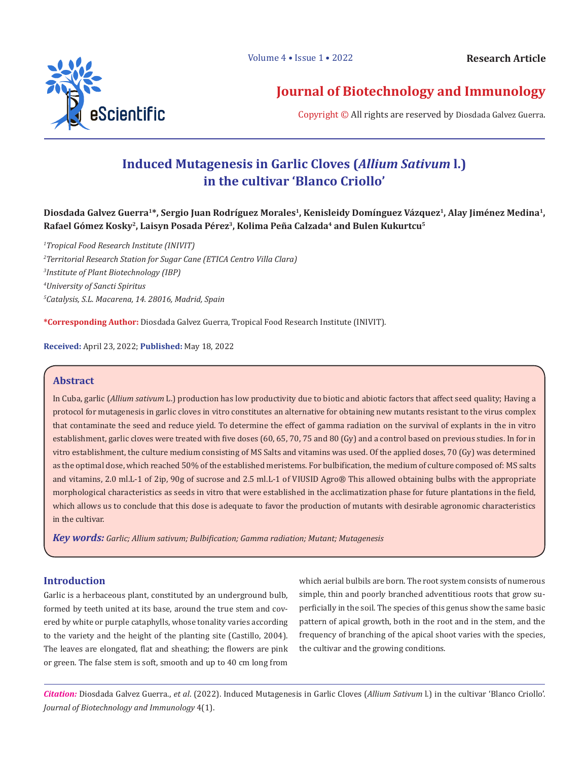**Research Article**

# Journal of Biotechnology and Immunology

Copyright © All rights are reserved by Diosdada Galvez Guerra.

## Induced Mutagenesis in Garlic Cloves (*Allium Sativum* l.) in the cultivar 'Blanco Criollo'

**Diosdada Galvez Guerra[1]*, Sergio Juan Rodríguez Morales[1], Kenisleidy Domínguez Vázquez[1], Alay Jiménez Medina[1], Rafael Gómez Kosky[2], Laisyn Posada Pérez[3], Kolima Peña Calzada[4] and Bulen Kukurtcu[5]**

*[1]Tropical Food Research Institute (INIVIT)*

*[2]Territorial Research Station for Sugar Cane (ETICA Centro Villa Clara)*

*[3]Institute of Plant Biotechnology (IBP)*

*[4]University of Sancti Spiritus*

*[5]Catalysis, S.L. Macarena, 14. 28016, Madrid, Spain*

**\*Corresponding Author:** Diosdada Galvez Guerra, Tropical Food Research Institute (INIVIT).

**Received:** April 23, 2022; **Published:** May 18, 2022

### Abstract

In Cuba, garlic (*Allium sativum* L.) production has low productivity due to biotic and abiotic factors that affect seed quality; Having a protocol for mutagenesis in garlic cloves in vitro constitutes an alternative for obtaining new mutants resistant to the virus complex that contaminate the seed and reduce yield. To determine the effect of gamma radiation on the survival of explants in the in vitro establishment, garlic cloves were treated with five doses (60, 65, 70, 75 and 80 (Gy) and a control based on previous studies. In for in vitro establishment, the culture medium consisting of MS Salts and vitamins was used. Of the applied doses, 70 (Gy) was determined as the optimal dose, which reached 50% of the established meristems. For bulbification, the medium of culture composed of: MS salts and vitamins, 2.0 ml.L-1 of 2ip, 90g of sucrose and 2.5 ml.L-1 of VIUSID Agro® This allowed obtaining bulbs with the appropriate morphological characteristics as seeds in vitro that were established in the acclimatization phase for future plantations in the field, which allows us to conclude that this dose is adequate to favor the production of mutants with desirable agronomic characteristics in the cultivar.

***Key words:*** *Garlic; Allium sativum; Bulbification; Gamma radiation; Mutant; Mutagenesis*

### Introduction

Garlic is a herbaceous plant, constituted by an underground bulb, formed by teeth united at its base, around the true stem and covered by white or purple cataphylls, whose tonality varies according to the variety and the height of the planting site (Castillo, 2004). The leaves are elongated, flat and sheathing; the flowers are pink or green. The false stem is soft, smooth and up to 40 cm long from which aerial bulbils are born. The root system consists of numerous simple, thin and poorly branched adventitious roots that grow superficially in the soil. The species of this genus show the same basic pattern of apical growth, both in the root and in the stem, and the frequency of branching of the apical shoot varies with the species, the cultivar and the growing conditions.

***Citation:*** Diosdada Galvez Guerra., *et al*. (2022). Induced Mutagenesis in Garlic Cloves (*Allium Sativum* l.) in the cultivar 'Blanco Criollo'. *Journal of Biotechnology and Immunology* 4(1).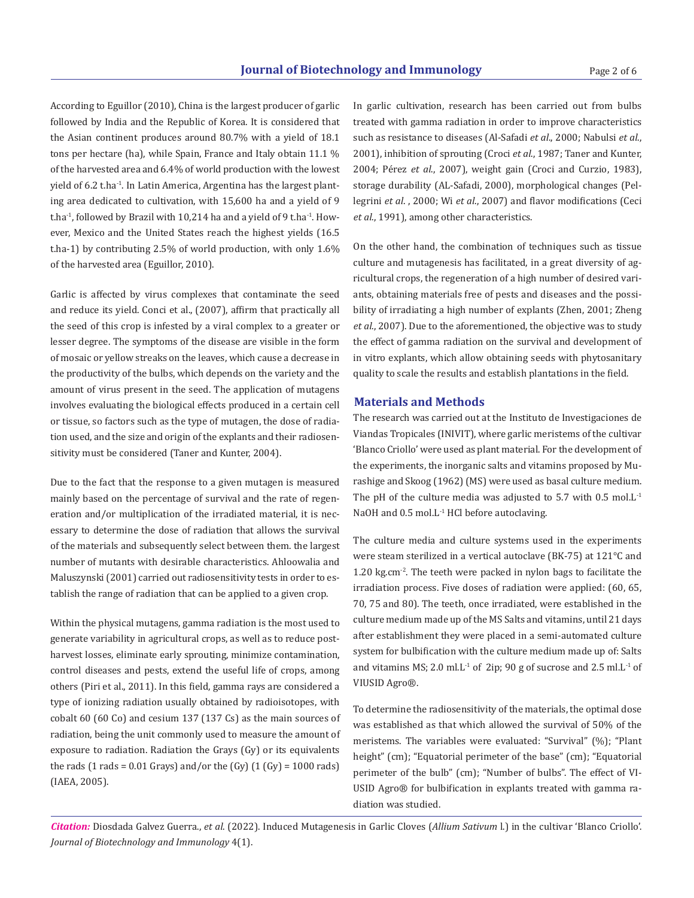According to Eguillor (2010), China is the largest producer of garlic followed by India and the Republic of Korea. It is considered that the Asian continent produces around 80.7% with a yield of 18.1 tons per hectare (ha), while Spain, France and Italy obtain 11.1 % of the harvested area and 6.4% of world production with the lowest yield of 6.2 $t.ha^{-1}$. In Latin America, Argentina has the largest planting area dedicated to cultivation, with 15,600 ha and a yield of 9 $t.ha^{-1}$, followed by Brazil with 10,214 ha and a yield of 9 $t.ha^{-1}$. However, Mexico and the United States reach the highest yields (16.5 t.ha-1) by contributing 2.5% of world production, with only 1.6% of the harvested area (Eguillor, 2010).

Garlic is affected by virus complexes that contaminate the seed and reduce its yield. Conci et al., (2007), affirm that practically all the seed of this crop is infested by a viral complex to a greater or lesser degree. The symptoms of the disease are visible in the form of mosaic or yellow streaks on the leaves, which cause a decrease in the productivity of the bulbs, which depends on the variety and the amount of virus present in the seed. The application of mutagens involves evaluating the biological effects produced in a certain cell or tissue, so factors such as the type of mutagen, the dose of radiation used, and the size and origin of the explants and their radiosensitivity must be considered (Taner and Kunter, 2004).

Due to the fact that the response to a given mutagen is measured mainly based on the percentage of survival and the rate of regeneration and/or multiplication of the irradiated material, it is necessary to determine the dose of radiation that allows the survival of the materials and subsequently select between them. the largest number of mutants with desirable characteristics. Ahloowalia and Maluszynski (2001) carried out radiosensitivity tests in order to establish the range of radiation that can be applied to a given crop.

Within the physical mutagens, gamma radiation is the most used to generate variability in agricultural crops, as well as to reduce post-harvest losses, eliminate early sprouting, minimize contamination, control diseases and pests, extend the useful life of crops, among others (Piri et al., 2011). In this field, gamma rays are considered a type of ionizing radiation usually obtained by radioisotopes, with cobalt 60 (60 Co) and cesium 137 (137 Cs) as the main sources of radiation, being the unit commonly used to measure the amount of exposure to radiation. Radiation the Grays (Gy) or its equivalents the rads (1 rads = 0.01 Grays) and/or the (Gy) (1 (Gy) = 1000 rads) (IAEA, 2005).

In garlic cultivation, research has been carried out from bulbs treated with gamma radiation in order to improve characteristics such as resistance to diseases (Al-Safadi *et al*., 2000; Nabulsi *et al*., 2001), inhibition of sprouting (Croci *et al*., 1987; Taner and Kunter, 2004; Pérez *et al*., 2007), weight gain (Croci and Curzio, 1983), storage durability (AL-Safadi, 2000), morphological changes (Pellegrini *et al*. , 2000; Wi *et al*., 2007) and flavor modifications (Ceci *et al*., 1991), among other characteristics.

On the other hand, the combination of techniques such as tissue culture and mutagenesis has facilitated, in a great diversity of agricultural crops, the regeneration of a high number of desired variants, obtaining materials free of pests and diseases and the possibility of irradiating a high number of explants (Zhen, 2001; Zheng *et al*., 2007). Due to the aforementioned, the objective was to study the effect of gamma radiation on the survival and development of in vitro explants, which allow obtaining seeds with phytosanitary quality to scale the results and establish plantations in the field.

## Materials and Methods

The research was carried out at the Instituto de Investigaciones de Viandas Tropicales (INIVIT), where garlic meristems of the cultivar 'Blanco Criollo' were used as plant material. For the development of the experiments, the inorganic salts and vitamins proposed by Murashige and Skoog (1962) (MS) were used as basal culture medium. The pH of the culture media was adjusted to 5.7 with 0.5 $mol.L^{-1}$ NaOH and 0.5 $mol.L^{-1}$ HCl before autoclaving.

The culture media and culture systems used in the experiments were steam sterilized in a vertical autoclave (BK-75) at 121°C and 1.20 $kg.cm^{-2}$. The teeth were packed in nylon bags to facilitate the irradiation process. Five doses of radiation were applied: (60, 65, 70, 75 and 80). The teeth, once irradiated, were established in the culture medium made up of the MS Salts and vitamins, until 21 days after establishment they were placed in a semi-automated culture system for bulbification with the culture medium made up of: Salts and vitamins MS; 2.0 $ml.L^{-1}$ of 2ip; 90 g of sucrose and 2.5 $ml.L^{-1}$ of VIUSID Agro®.

To determine the radiosensitivity of the materials, the optimal dose was established as that which allowed the survival of 50% of the meristems. The variables were evaluated: "Survival" (%); "Plant height" (cm); "Equatorial perimeter of the base" (cm); "Equatorial perimeter of the bulb" (cm); "Number of bulbs". The effect of VIUSID Agro® for bulbification in explants treated with gamma radiation was studied.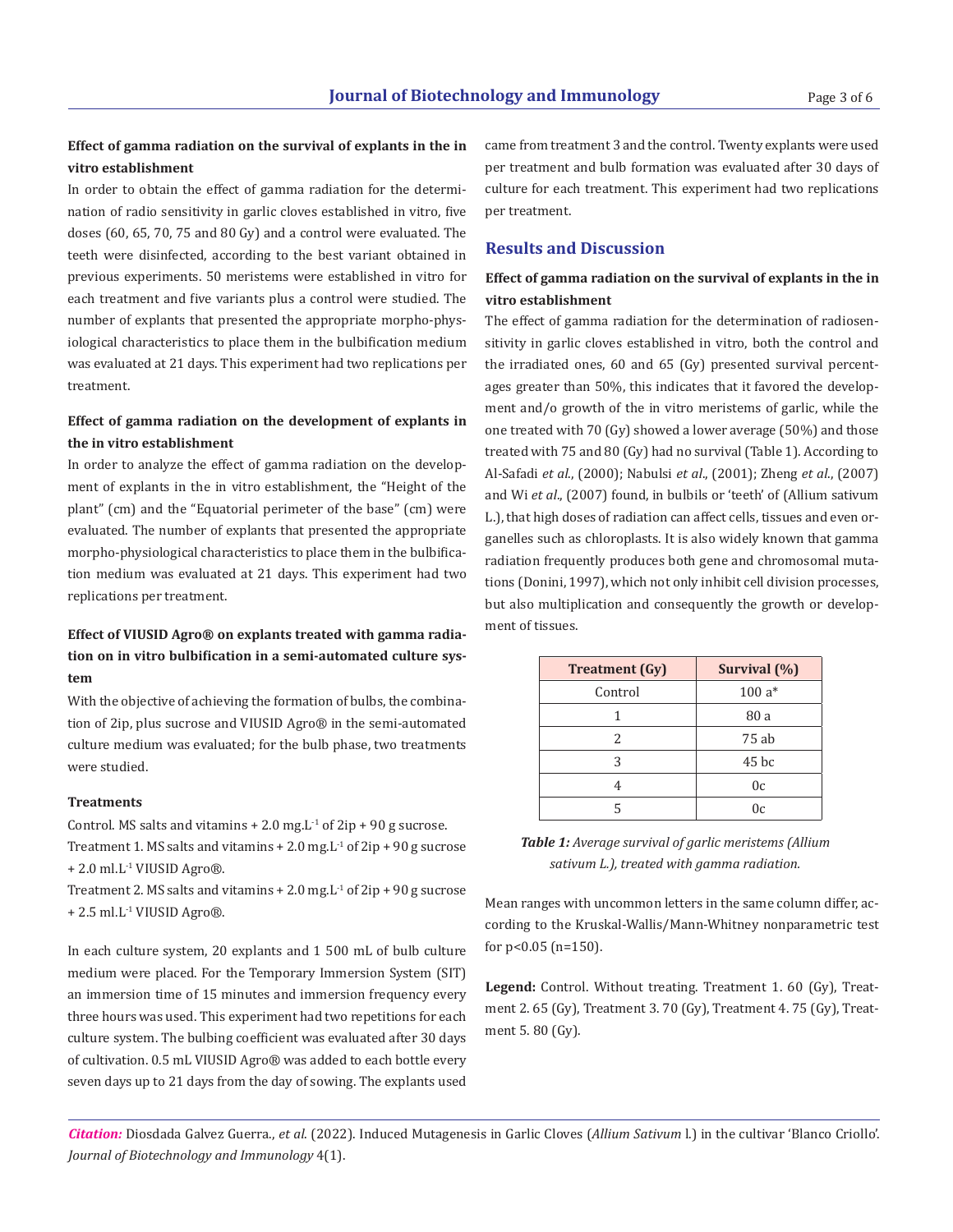**Effect of gamma radiation on the survival of explants in the in vitro establishment**

In order to obtain the effect of gamma radiation for the determination of radio sensitivity in garlic cloves established in vitro, five doses (60, 65, 70, 75 and 80 Gy) and a control were evaluated. The teeth were disinfected, according to the best variant obtained in previous experiments. 50 meristems were established in vitro for each treatment and five variants plus a control were studied. The number of explants that presented the appropriate morpho-physiological characteristics to place them in the bulbification medium was evaluated at 21 days. This experiment had two replications per treatment.

**Effect of gamma radiation on the development of explants in the in vitro establishment**

In order to analyze the effect of gamma radiation on the development of explants in the in vitro establishment, the "Height of the plant" (cm) and the "Equatorial perimeter of the base" (cm) were evaluated. The number of explants that presented the appropriate morpho-physiological characteristics to place them in the bulbification medium was evaluated at 21 days. This experiment had two replications per treatment.

**Effect of VIUSID Agro® on explants treated with gamma radiation on in vitro bulbification in a semi-automated culture system**

With the objective of achieving the formation of bulbs, the combination of 2ip, plus sucrose and VIUSID Agro® in the semi-automated culture medium was evaluated; for the bulb phase, two treatments were studied.

**Treatments**

Control. MS salts and vitamins + 2.0 mg.L$^{-1}$ of 2ip + 90 g sucrose.

Treatment 1. MS salts and vitamins + 2.0 mg.L$^{-1}$ of 2ip + 90 g sucrose + 2.0 ml.L$^{-1}$ VIUSID Agro®.

Treatment 2. MS salts and vitamins + 2.0 mg.L$^{-1}$ of 2ip + 90 g sucrose + 2.5 ml.L$^{-1}$ VIUSID Agro®.

In each culture system, 20 explants and 1 500 mL of bulb culture medium were placed. For the Temporary Immersion System (SIT) an immersion time of 15 minutes and immersion frequency every three hours was used. This experiment had two repetitions for each culture system. The bulbing coefficient was evaluated after 30 days of cultivation. 0.5 mL VIUSID Agro® was added to each bottle every seven days up to 21 days from the day of sowing. The explants used came from treatment 3 and the control. Twenty explants were used per treatment and bulb formation was evaluated after 30 days of culture for each treatment. This experiment had two replications per treatment.

## Results and Discussion

**Effect of gamma radiation on the survival of explants in the in vitro establishment**

The effect of gamma radiation for the determination of radiosensitivity in garlic cloves established in vitro, both the control and the irradiated ones, 60 and 65 (Gy) presented survival percentages greater than 50%, this indicates that it favored the development and/o growth of the in vitro meristems of garlic, while the one treated with 70 (Gy) showed a lower average (50%) and those treated with 75 and 80 (Gy) had no survival (Table 1). According to Al-Safadi *et al*., (2000); Nabulsi *et al*., (2001); Zheng *et al*., (2007) and Wi *et al*., (2007) found, in bulbils or 'teeth' of (Allium sativum L.), that high doses of radiation can affect cells, tissues and even organelles such as chloroplasts. It is also widely known that gamma radiation frequently produces both gene and chromosomal mutations (Donini, 1997), which not only inhibit cell division processes, but also multiplication and consequently the growth or development of tissues.

| Treatment (Gy) | Survival (%) |
|---|---|
| Control | 100 a* |
| 1 | 80 a |
| 2 | 75 ab |
| 3 | 45 bc |
| 4 | 0c |
| 5 | 0c |

***Table 1:*** *Average survival of garlic meristems (Allium sativum L.), treated with gamma radiation.*

Mean ranges with uncommon letters in the same column differ, according to the Kruskal-Wallis/Mann-Whitney nonparametric test for $p<0.05$ ($n=150$).

**Legend:** Control. Without treating. Treatment 1. 60 (Gy), Treatment 2. 65 (Gy), Treatment 3. 70 (Gy), Treatment 4. 75 (Gy), Treatment 5. 80 (Gy).

***Citation:*** Diosdada Galvez Guerra., *et al*. (2022). Induced Mutagenesis in Garlic Cloves (*Allium Sativum* l.) in the cultivar 'Blanco Criollo'. *Journal of Biotechnology and Immunology* 4(1).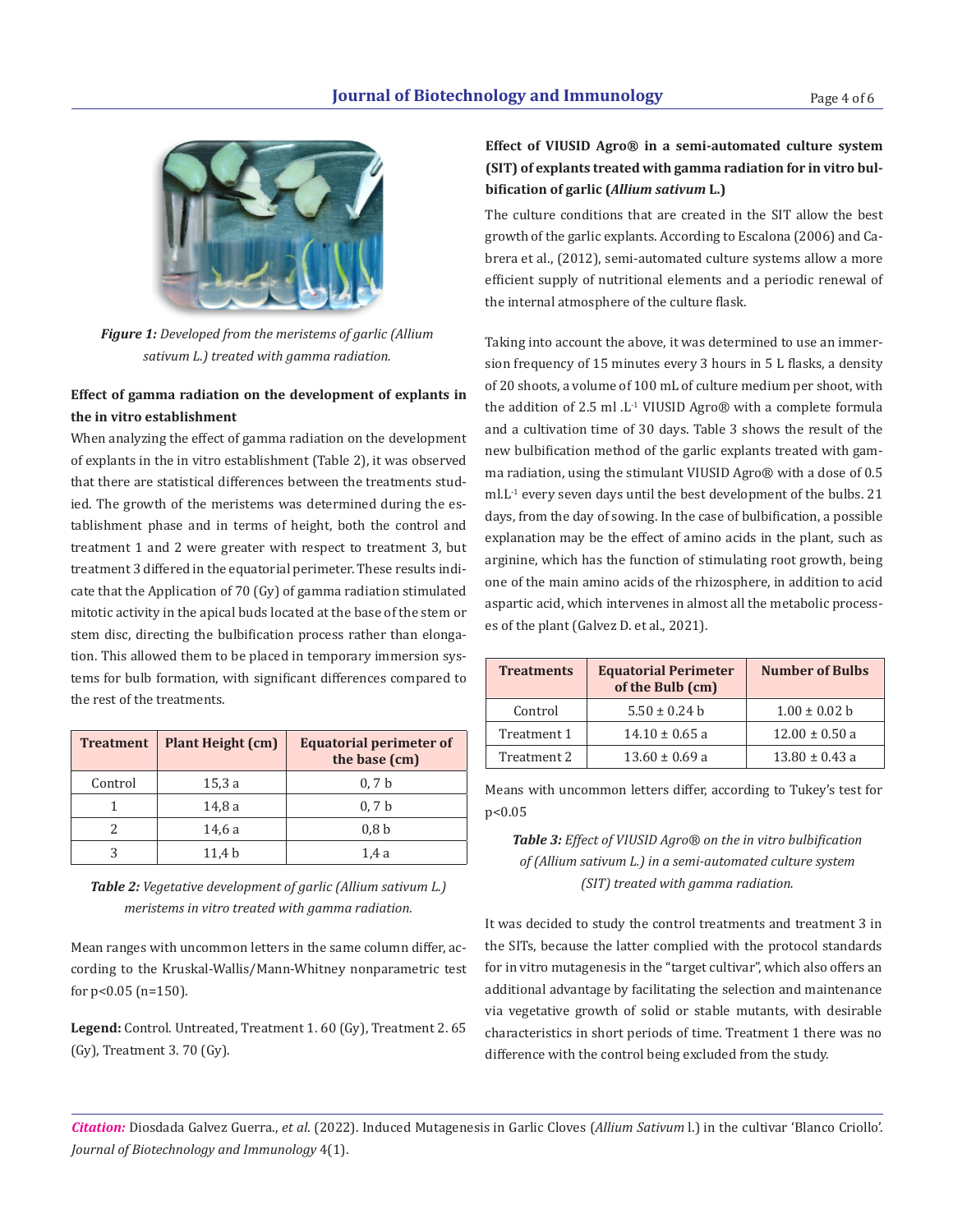*Figure 1: Developed from the meristems of garlic (Allium sativum L.) treated with gamma radiation.*

**Effect of gamma radiation on the development of explants in the in vitro establishment**

When analyzing the effect of gamma radiation on the development of explants in the in vitro establishment (Table 2), it was observed that there are statistical differences between the treatments studied. The growth of the meristems was determined during the establishment phase and in terms of height, both the control and treatment 1 and 2 were greater with respect to treatment 3, but treatment 3 differed in the equatorial perimeter. These results indicate that the Application of 70 (Gy) of gamma radiation stimulated mitotic activity in the apical buds located at the base of the stem or stem disc, directing the bulbification process rather than elongation. This allowed them to be placed in temporary immersion systems for bulb formation, with significant differences compared to the rest of the treatments.

| Treatment | Plant Height (cm) | Equatorial perimeter of the base (cm) |
|---|---|---|
| Control | 15,3 a | 0,7 b |
| 1 | 14,8 a | 0,7 b |
| 2 | 14,6 a | 0,8 b |
| 3 | 11,4 b | 1,4 a |

*Table 2: Vegetative development of garlic (Allium sativum L.) meristems in vitro treated with gamma radiation.*

Mean ranges with uncommon letters in the same column differ, according to the Kruskal-Wallis/Mann-Whitney nonparametric test for p<0.05 (n=150).

**Legend:** Control. Untreated, Treatment 1. 60 (Gy), Treatment 2. 65 (Gy), Treatment 3. 70 (Gy).

**Effect of VIUSID Agro® in a semi-automated culture system (SIT) of explants treated with gamma radiation for in vitro bulbification of garlic (*Allium sativum* L.)**

The culture conditions that are created in the SIT allow the best growth of the garlic explants. According to Escalona (2006) and Cabrera et al., (2012), semi-automated culture systems allow a more efficient supply of nutritional elements and a periodic renewal of the internal atmosphere of the culture flask.

Taking into account the above, it was determined to use an immersion frequency of 15 minutes every 3 hours in 5 L flasks, a density of 20 shoots, a volume of 100 mL of culture medium per shoot, with the addition of 2.5 ml .L$^{-1}$ VIUSID Agro® with a complete formula and a cultivation time of 30 days. Table 3 shows the result of the new bulbification method of the garlic explants treated with gamma radiation, using the stimulant VIUSID Agro® with a dose of 0.5 ml.L$^{-1}$ every seven days until the best development of the bulbs. 21 days, from the day of sowing. In the case of bulbification, a possible explanation may be the effect of amino acids in the plant, such as arginine, which has the function of stimulating root growth, being one of the main amino acids of the rhizosphere, in addition to acid aspartic acid, which intervenes in almost all the metabolic processes of the plant (Galvez D. et al., 2021).

| Treatments | Equatorial Perimeter of the Bulb (cm) | Number of Bulbs |
|---|---|---|
| Control | 5.50 ± 0.24 b | 1.00 ± 0.02 b |
| Treatment 1 | 14.10 ± 0.65 a | 12.00 ± 0.50 a |
| Treatment 2 | 13.60 ± 0.69 a | 13.80 ± 0.43 a |

Means with uncommon letters differ, according to Tukey's test for p<0.05

*Table 3: Effect of VIUSID Agro® on the in vitro bulbification of (Allium sativum L.) in a semi-automated culture system (SIT) treated with gamma radiation.*

It was decided to study the control treatments and treatment 3 in the SITs, because the latter complied with the protocol standards for in vitro mutagenesis in the "target cultivar", which also offers an additional advantage by facilitating the selection and maintenance via vegetative growth of solid or stable mutants, with desirable characteristics in short periods of time. Treatment 1 there was no difference with the control being excluded from the study.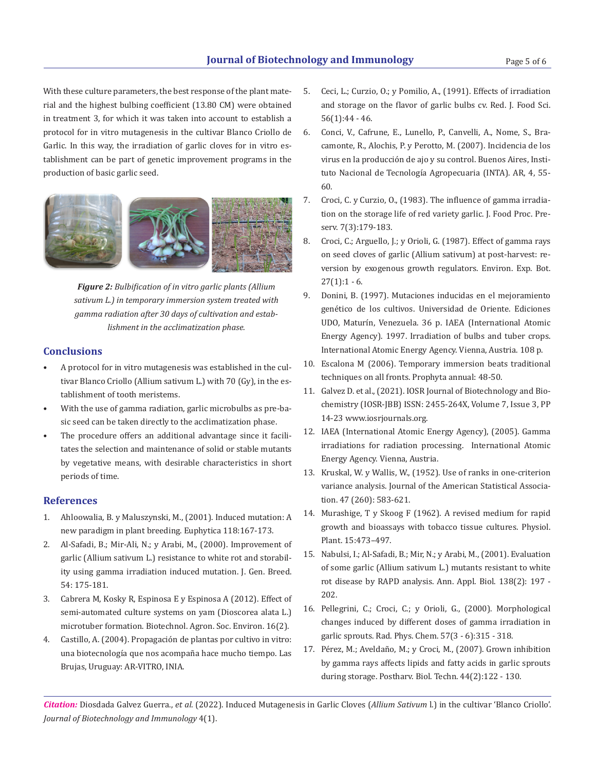With these culture parameters, the best response of the plant material and the highest bulbing coefficient (13.80 CM) were obtained in treatment 3, for which it was taken into account to establish a protocol for in vitro mutagenesis in the cultivar Blanco Criollo de Garlic. In this way, the irradiation of garlic cloves for in vitro establishment can be part of genetic improvement programs in the production of basic garlic seed.

***Figure 2:*** *Bulbification of in vitro garlic plants (Allium sativum L.) in temporary immersion system treated with gamma radiation after 30 days of cultivation and establishment in the acclimatization phase.*

## Conclusions

- A protocol for in vitro mutagenesis was established in the cultivar Blanco Criollo (Allium sativum L.) with 70 (Gy), in the establishment of tooth meristems.
- With the use of gamma radiation, garlic microbulbs as pre-basic seed can be taken directly to the acclimatization phase.
- The procedure offers an additional advantage since it facilitates the selection and maintenance of solid or stable mutants by vegetative means, with desirable characteristics in short periods of time.

## References

1. Ahloowalia, B. y Maluszynski, M., (2001). Induced mutation: A new paradigm in plant breeding. Euphytica 118:167-173.
2. Al-Safadi, B.; Mir-Ali, N.; y Arabi, M., (2000). Improvement of garlic (Allium sativum L.) resistance to white rot and storability using gamma irradiation induced mutation. J. Gen. Breed. 54: 175-181.
3. Cabrera M, Kosky R, Espinosa E y Espinosa A (2012). Effect of semi-automated culture systems on yam (Dioscorea alata L.) microtuber formation. Biotechnol. Agron. Soc. Environ. 16(2).
4. Castillo, A. (2004). Propagación de plantas por cultivo in vitro: una biotecnología que nos acompaña hace mucho tiempo. Las Brujas, Uruguay: AR-VITRO, INIA.
5. Ceci, L.; Curzio, O.; y Pomilio, A., (1991). Effects of irradiation and storage on the flavor of garlic bulbs cv. Red. J. Food Sci. 56(1):44 - 46.
6. Conci, V., Cafrune, E., Lunello, P., Canvelli, A., Nome, S., Bracamonte, R., Alochis, P. y Perotto, M. (2007). Incidencia de los virus en la producción de ajo y su control. Buenos Aires, Instituto Nacional de Tecnología Agropecuaria (INTA). AR, 4, 55-60.
7. Croci, C. y Curzio, O., (1983). The influence of gamma irradiation on the storage life of red variety garlic. J. Food Proc. Preserv. 7(3):179-183.
8. Croci, C.; Arguello, J.; y Orioli, G. (1987). Effect of gamma rays on seed cloves of garlic (Allium sativum) at post-harvest: reversion by exogenous growth regulators. Environ. Exp. Bot. 27(1):1 - 6.
9. Donini, B. (1997). Mutaciones inducidas en el mejoramiento genético de los cultivos. Universidad de Oriente. Ediciones UDO, Maturín, Venezuela. 36 p. IAEA (International Atomic Energy Agency). 1997. Irradiation of bulbs and tuber crops. International Atomic Energy Agency. Vienna, Austria. 108 p.
10. Escalona M (2006). Temporary immersion beats traditional techniques on all fronts. Prophyta annual: 48-50.
11. Galvez D. et al., (2021). IOSR Journal of Biotechnology and Biochemistry (IOSR-JBB) ISSN: 2455-264X, Volume 7, Issue 3, PP 14-23 www.iosrjournals.org.
12. IAEA (International Atomic Energy Agency), (2005). Gamma irradiations for radiation processing. International Atomic Energy Agency. Vienna, Austria.
13. Kruskal, W. y Wallis, W., (1952). Use of ranks in one-criterion variance analysis. Journal of the American Statistical Association. 47 (260): 583-621.
14. Murashige, T y Skoog F (1962). A revised medium for rapid growth and bioassays with tobacco tissue cultures. Physiol. Plant. 15:473–497.
15. Nabulsi, I.; Al-Safadi, B.; Mir, N.; y Arabi, M., (2001). Evaluation of some garlic (Allium sativum L.) mutants resistant to white rot disease by RAPD analysis. Ann. Appl. Biol. 138(2): 197 - 202.
16. Pellegrini, C.; Croci, C.; y Orioli, G., (2000). Morphological changes induced by different doses of gamma irradiation in garlic sprouts. Rad. Phys. Chem. 57(3 - 6):315 - 318.
17. Pérez, M.; Aveldaño, M.; y Croci, M., (2007). Grown inhibition by gamma rays affects lipids and fatty acids in garlic sprouts during storage. Postharv. Biol. Techn. 44(2):122 - 130.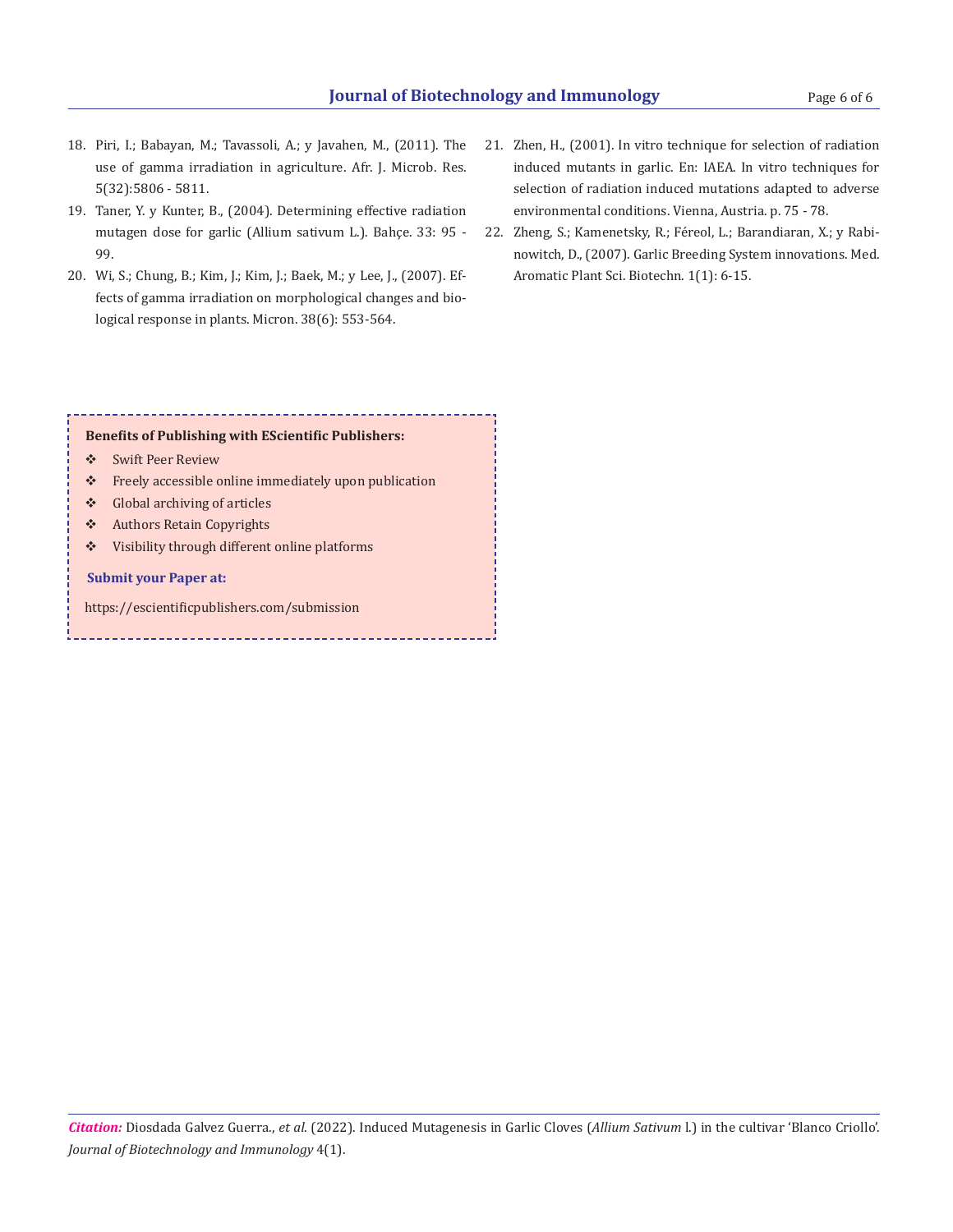18. Piri, I.; Babayan, M.; Tavassoli, A.; y Javahen, M., (2011). The use of gamma irradiation in agriculture. Afr. J. Microb. Res. 5(32):5806 - 5811.
19. Taner, Y. y Kunter, B., (2004). Determining effective radiation mutagen dose for garlic (Allium sativum L.). Bahçe. 33: 95 - 99.
20. Wi, S.; Chung, B.; Kim, J.; Kim, J.; Baek, M.; y Lee, J., (2007). Effects of gamma irradiation on morphological changes and biological response in plants. Micron. 38(6): 553-564.
21. Zhen, H., (2001). In vitro technique for selection of radiation induced mutants in garlic. En: IAEA. In vitro techniques for selection of radiation induced mutations adapted to adverse environmental conditions. Vienna, Austria. p. 75 - 78.
22. Zheng, S.; Kamenetsky, R.; Féreol, L.; Barandiaran, X.; y Rabinowitch, D., (2007). Garlic Breeding System innovations. Med. Aromatic Plant Sci. Biotechn. 1(1): 6-15.

**Benefits of Publishing with EScientific Publishers:**

- Swift Peer Review
- Freely accessible online immediately upon publication
- Global archiving of articles
- Authors Retain Copyrights
- Visibility through different online platforms

**Submit your Paper at:**

https://escientificpublishers.com/submission

***Citation:*** Diosdada Galvez Guerra., *et al.* (2022). Induced Mutagenesis in Garlic Cloves (*Allium Sativum* l.) in the cultivar 'Blanco Criollo'. *Journal of Biotechnology and Immunology* 4(1).